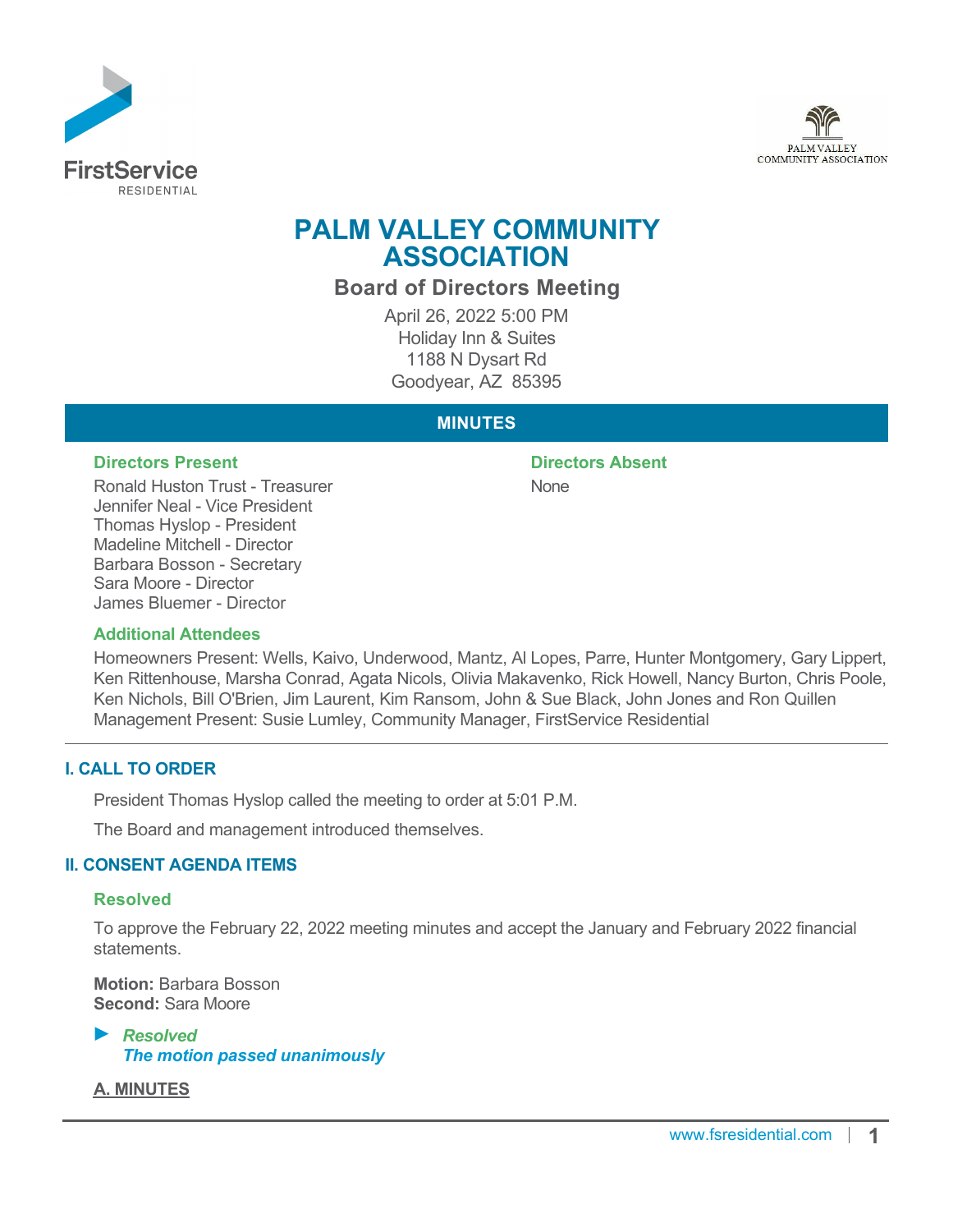# PALM VALLEY COMMUNITY ASSOCIATION

## Board of Directors Meeting

April 26, 2022 5:00 PM
Holiday Inn & Suites
1188 N Dysart Rd
Goodyear, AZ 85395

## MINUTES

### Directors Present

Ronald Huston Trust - Treasurer
Jennifer Neal - Vice President
Thomas Hyslop - President
Madeline Mitchell - Director
Barbara Bosson - Secretary
Sara Moore - Director
James Bluemer - Director

### Directors Absent

None

### Additional Attendees

Homeowners Present: Wells, Kaivo, Underwood, Mantz, Al Lopes, Parre, Hunter Montgomery, Gary Lippert, Ken Rittenhouse, Marsha Conrad, Agata Nicols, Olivia Makavenko, Rick Howell, Nancy Burton, Chris Poole, Ken Nichols, Bill O'Brien, Jim Laurent, Kim Ransom, John & Sue Black, John Jones and Ron Quillen
Management Present: Susie Lumley, Community Manager, FirstService Residential

## I. CALL TO ORDER

President Thomas Hyslop called the meeting to order at 5:01 P.M.

The Board and management introduced themselves.

## II. CONSENT AGENDA ITEMS

### Resolved

To approve the February 22, 2022 meeting minutes and accept the January and February 2022 financial statements.

**Motion:** Barbara Bosson
**Second:** Sara Moore

► ***Resolved***
***The motion passed unanimously***

**A. MINUTES**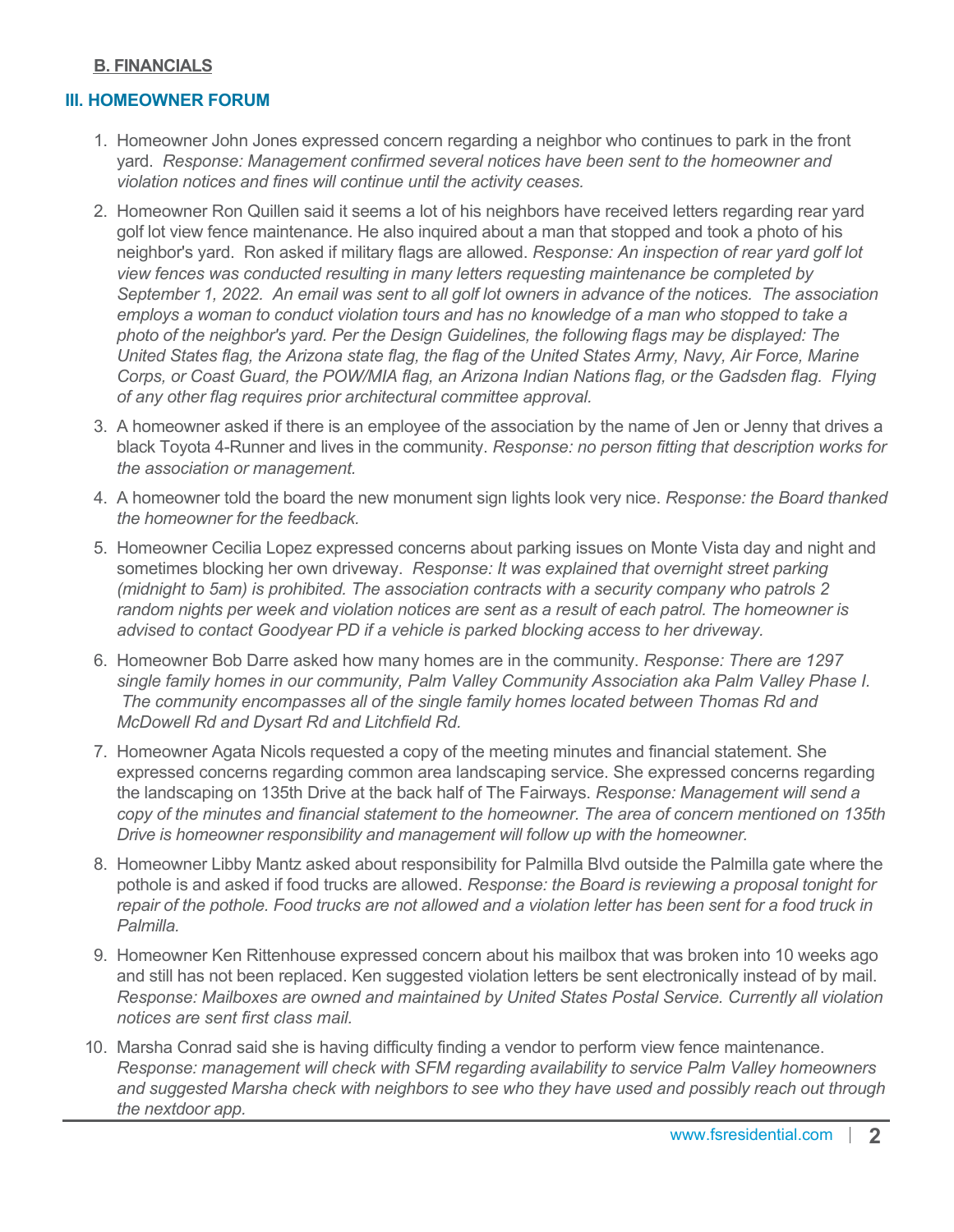**B. FINANCIALS**

## III. HOMEOWNER FORUM

1. Homeowner John Jones expressed concern regarding a neighbor who continues to park in the front yard. *Response: Management confirmed several notices have been sent to the homeowner and violation notices and fines will continue until the activity ceases.*
2. Homeowner Ron Quillen said it seems a lot of his neighbors have received letters regarding rear yard golf lot view fence maintenance. He also inquired about a man that stopped and took a photo of his neighbor's yard. Ron asked if military flags are allowed. *Response: An inspection of rear yard golf lot view fences was conducted resulting in many letters requesting maintenance be completed by September 1, 2022. An email was sent to all golf lot owners in advance of the notices. The association employs a woman to conduct violation tours and has no knowledge of a man who stopped to take a photo of the neighbor's yard. Per the Design Guidelines, the following flags may be displayed: The United States flag, the Arizona state flag, the flag of the United States Army, Navy, Air Force, Marine Corps, or Coast Guard, the POW/MIA flag, an Arizona Indian Nations flag, or the Gadsden flag. Flying of any other flag requires prior architectural committee approval.*
3. A homeowner asked if there is an employee of the association by the name of Jen or Jenny that drives a black Toyota 4-Runner and lives in the community. *Response: no person fitting that description works for the association or management.*
4. A homeowner told the board the new monument sign lights look very nice. *Response: the Board thanked the homeowner for the feedback.*
5. Homeowner Cecilia Lopez expressed concerns about parking issues on Monte Vista day and night and sometimes blocking her own driveway. *Response: It was explained that overnight street parking (midnight to 5am) is prohibited. The association contracts with a security company who patrols 2 random nights per week and violation notices are sent as a result of each patrol. The homeowner is advised to contact Goodyear PD if a vehicle is parked blocking access to her driveway.*
6. Homeowner Bob Darre asked how many homes are in the community. *Response: There are 1297 single family homes in our community, Palm Valley Community Association aka Palm Valley Phase I. The community encompasses all of the single family homes located between Thomas Rd and McDowell Rd and Dysart Rd and Litchfield Rd.*
7. Homeowner Agata Nicols requested a copy of the meeting minutes and financial statement. She expressed concerns regarding common area landscaping service. She expressed concerns regarding the landscaping on 135th Drive at the back half of The Fairways. *Response: Management will send a copy of the minutes and financial statement to the homeowner. The area of concern mentioned on 135th Drive is homeowner responsibility and management will follow up with the homeowner.*
8. Homeowner Libby Mantz asked about responsibility for Palmilla Blvd outside the Palmilla gate where the pothole is and asked if food trucks are allowed. *Response: the Board is reviewing a proposal tonight for repair of the pothole. Food trucks are not allowed and a violation letter has been sent for a food truck in Palmilla.*
9. Homeowner Ken Rittenhouse expressed concern about his mailbox that was broken into 10 weeks ago and still has not been replaced. Ken suggested violation letters be sent electronically instead of by mail. *Response: Mailboxes are owned and maintained by United States Postal Service. Currently all violation notices are sent first class mail.*
10. Marsha Conrad said she is having difficulty finding a vendor to perform view fence maintenance. *Response: management will check with SFM regarding availability to service Palm Valley homeowners and suggested Marsha check with neighbors to see who they have used and possibly reach out through the nextdoor app.*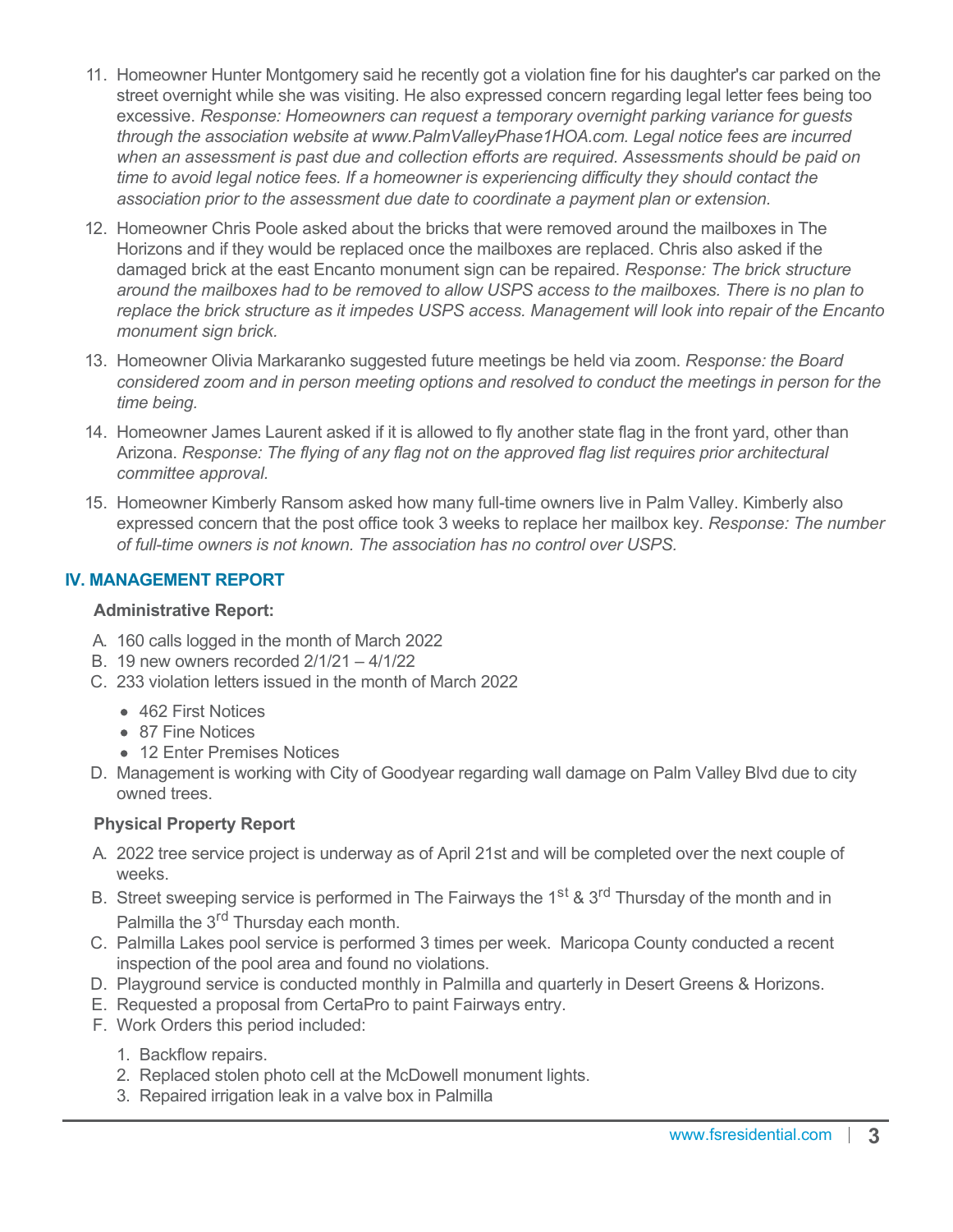11. Homeowner Hunter Montgomery said he recently got a violation fine for his daughter's car parked on the street overnight while she was visiting. He also expressed concern regarding legal letter fees being too excessive. *Response: Homeowners can request a temporary overnight parking variance for guests through the association website at www.PalmValleyPhase1HOA.com. Legal notice fees are incurred when an assessment is past due and collection efforts are required. Assessments should be paid on time to avoid legal notice fees. If a homeowner is experiencing difficulty they should contact the association prior to the assessment due date to coordinate a payment plan or extension.*
12. Homeowner Chris Poole asked about the bricks that were removed around the mailboxes in The Horizons and if they would be replaced once the mailboxes are replaced. Chris also asked if the damaged brick at the east Encanto monument sign can be repaired. *Response: The brick structure around the mailboxes had to be removed to allow USPS access to the mailboxes. There is no plan to replace the brick structure as it impedes USPS access. Management will look into repair of the Encanto monument sign brick.*
13. Homeowner Olivia Markaranko suggested future meetings be held via zoom. *Response: the Board considered zoom and in person meeting options and resolved to conduct the meetings in person for the time being.*
14. Homeowner James Laurent asked if it is allowed to fly another state flag in the front yard, other than Arizona. *Response: The flying of any flag not on the approved flag list requires prior architectural committee approval.*
15. Homeowner Kimberly Ransom asked how many full-time owners live in Palm Valley. Kimberly also expressed concern that the post office took 3 weeks to replace her mailbox key. *Response: The number of full-time owners is not known. The association has no control over USPS.*

## IV. MANAGEMENT REPORT

**Administrative Report:**

A. 160 calls logged in the month of March 2022
B. 19 new owners recorded 2/1/21 – 4/1/22
C. 233 violation letters issued in the month of March 2022
   - 462 First Notices
   - 87 Fine Notices
   - 12 Enter Premises Notices
D. Management is working with City of Goodyear regarding wall damage on Palm Valley Blvd due to city owned trees.

**Physical Property Report**

A. 2022 tree service project is underway as of April 21st and will be completed over the next couple of weeks.
B. Street sweeping service is performed in The Fairways the 1st & 3rd Thursday of the month and in Palmilla the 3rd Thursday each month.
C. Palmilla Lakes pool service is performed 3 times per week. Maricopa County conducted a recent inspection of the pool area and found no violations.
D. Playground service is conducted monthly in Palmilla and quarterly in Desert Greens & Horizons.
E. Requested a proposal from CertaPro to paint Fairways entry.
F. Work Orders this period included:
   1. Backflow repairs.
   2. Replaced stolen photo cell at the McDowell monument lights.
   3. Repaired irrigation leak in a valve box in Palmilla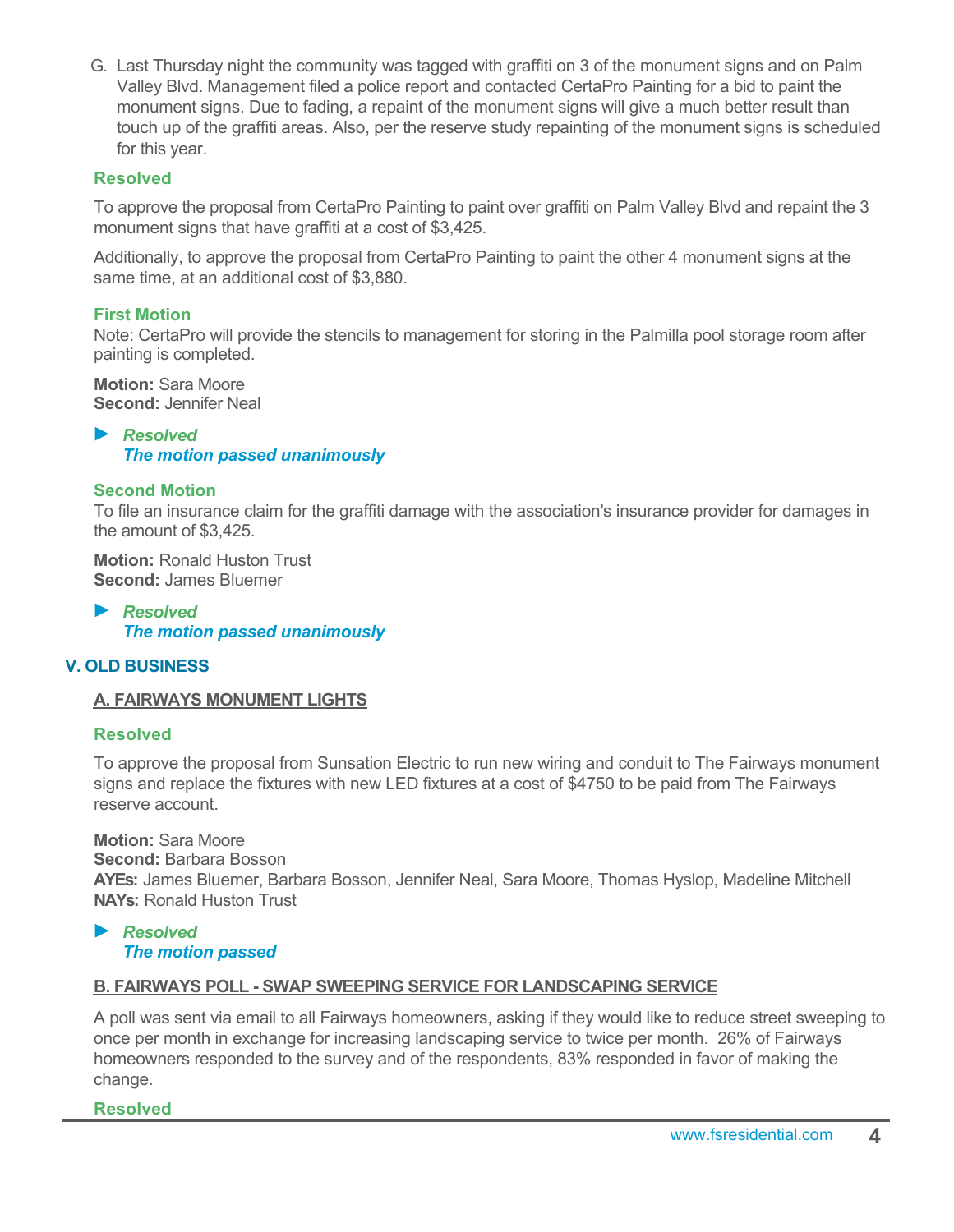G. Last Thursday night the community was tagged with graffiti on 3 of the monument signs and on Palm Valley Blvd. Management filed a police report and contacted CertaPro Painting for a bid to paint the monument signs. Due to fading, a repaint of the monument signs will give a much better result than touch up of the graffiti areas. Also, per the reserve study repainting of the monument signs is scheduled for this year.

**Resolved**

To approve the proposal from CertaPro Painting to paint over graffiti on Palm Valley Blvd and repaint the 3 monument signs that have graffiti at a cost of $3,425.

Additionally, to approve the proposal from CertaPro Painting to paint the other 4 monument signs at the same time, at an additional cost of $3,880.

**First Motion**
Note: CertaPro will provide the stencils to management for storing in the Palmilla pool storage room after painting is completed.

**Motion:** Sara Moore
**Second:** Jennifer Neal

► ***Resolved***
***The motion passed unanimously***

**Second Motion**
To file an insurance claim for the graffiti damage with the association's insurance provider for damages in the amount of $3,425.

**Motion:** Ronald Huston Trust
**Second:** James Bluemer

► ***Resolved***
***The motion passed unanimously***

## V. OLD BUSINESS

### A. FAIRWAYS MONUMENT LIGHTS

**Resolved**

To approve the proposal from Sunsation Electric to run new wiring and conduit to The Fairways monument signs and replace the fixtures with new LED fixtures at a cost of $4750 to be paid from The Fairways reserve account.

**Motion:** Sara Moore
**Second:** Barbara Bosson
**AYEs:** James Bluemer, Barbara Bosson, Jennifer Neal, Sara Moore, Thomas Hyslop, Madeline Mitchell
**NAYs:** Ronald Huston Trust

► ***Resolved***
***The motion passed***

### B. FAIRWAYS POLL - SWAP SWEEPING SERVICE FOR LANDSCAPING SERVICE

A poll was sent via email to all Fairways homeowners, asking if they would like to reduce street sweeping to once per month in exchange for increasing landscaping service to twice per month. 26% of Fairways homeowners responded to the survey and of the respondents, 83% responded in favor of making the change.

**Resolved**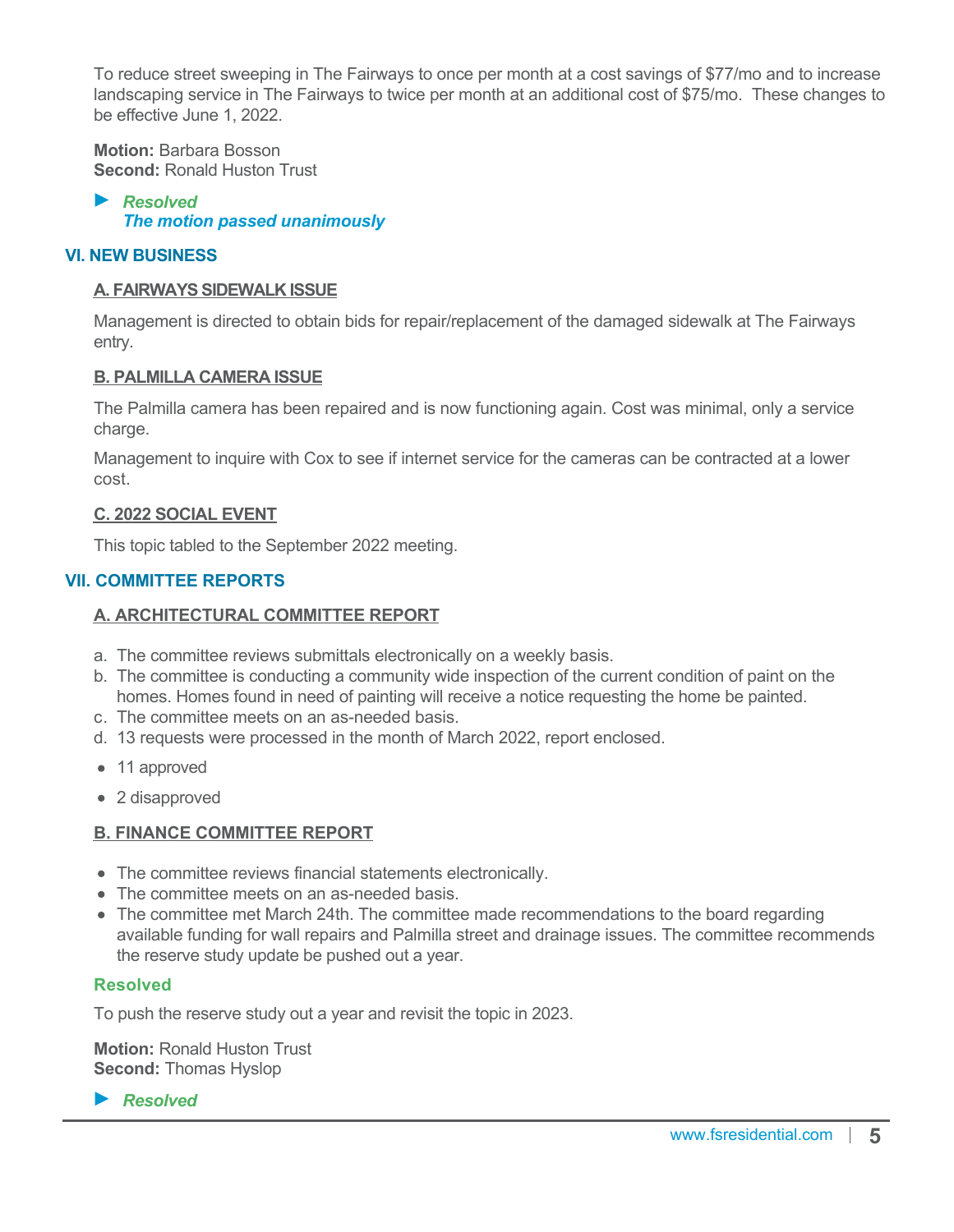To reduce street sweeping in The Fairways to once per month at a cost savings of $77/mo and to increase landscaping service in The Fairways to twice per month at an additional cost of $75/mo. These changes to be effective June 1, 2022.

**Motion:** Barbara Bosson
**Second:** Ronald Huston Trust

► ***Resolved***
***The motion passed unanimously***

## VI. NEW BUSINESS

### A. FAIRWAYS SIDEWALK ISSUE

Management is directed to obtain bids for repair/replacement of the damaged sidewalk at The Fairways entry.

### B. PALMILLA CAMERA ISSUE

The Palmilla camera has been repaired and is now functioning again. Cost was minimal, only a service charge.

Management to inquire with Cox to see if internet service for the cameras can be contracted at a lower cost.

### C. 2022 SOCIAL EVENT

This topic tabled to the September 2022 meeting.

## VII. COMMITTEE REPORTS

### A. ARCHITECTURAL COMMITTEE REPORT

a. The committee reviews submittals electronically on a weekly basis.
b. The committee is conducting a community wide inspection of the current condition of paint on the homes. Homes found in need of painting will receive a notice requesting the home be painted.
c. The committee meets on an as-needed basis.
d. 13 requests were processed in the month of March 2022, report enclosed.

- 11 approved
- 2 disapproved

### B. FINANCE COMMITTEE REPORT

- The committee reviews financial statements electronically.
- The committee meets on an as-needed basis.
- The committee met March 24th. The committee made recommendations to the board regarding available funding for wall repairs and Palmilla street and drainage issues. The committee recommends the reserve study update be pushed out a year.

**Resolved**

To push the reserve study out a year and revisit the topic in 2023.

**Motion:** Ronald Huston Trust
**Second:** Thomas Hyslop

► ***Resolved***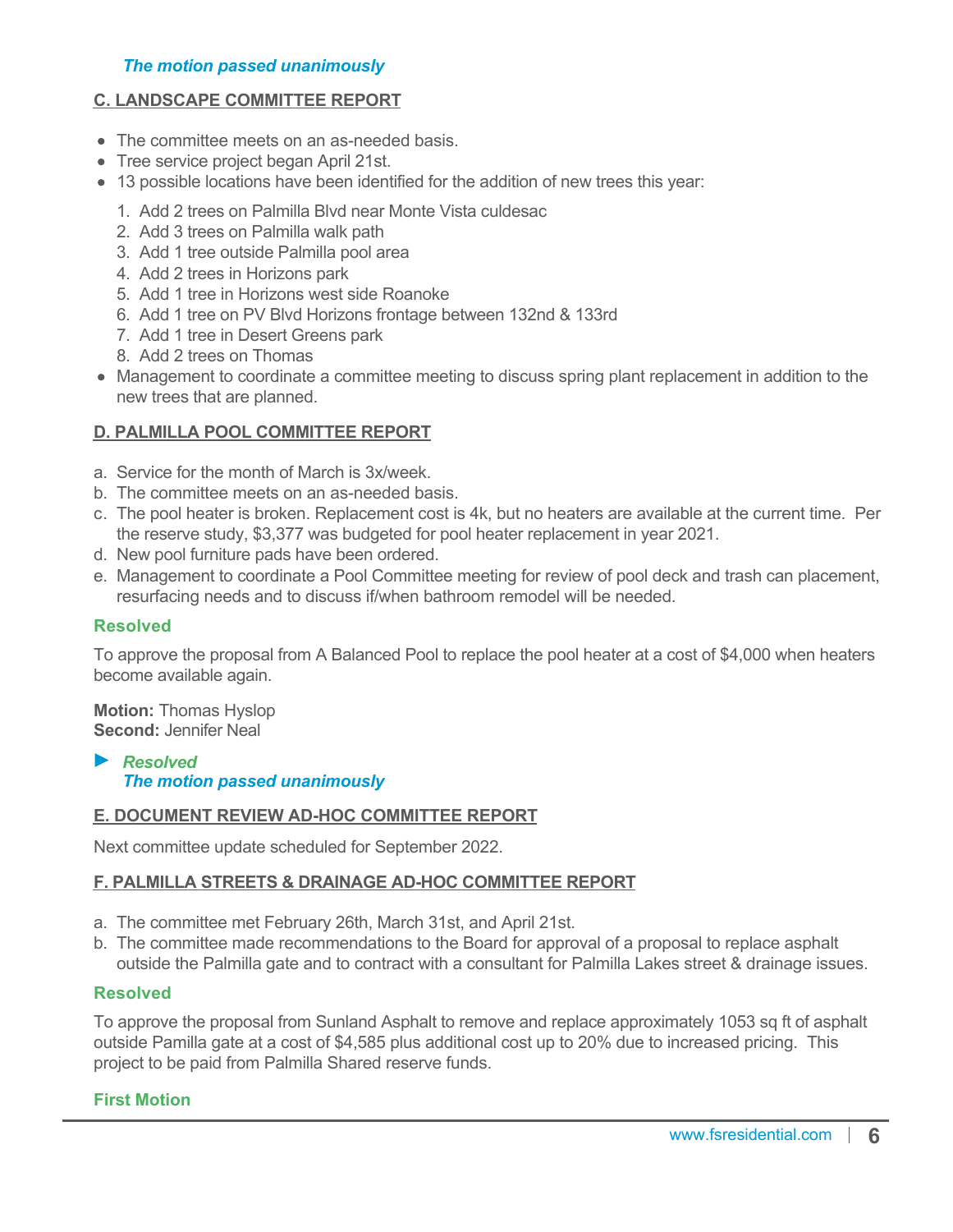***The motion passed unanimously***

## C. LANDSCAPE COMMITTEE REPORT

- The committee meets on an as-needed basis.
- Tree service project began April 21st.
- 13 possible locations have been identified for the addition of new trees this year:
    1. Add 2 trees on Palmilla Blvd near Monte Vista culdesac
    2. Add 3 trees on Palmilla walk path
    3. Add 1 tree outside Palmilla pool area
    4. Add 2 trees in Horizons park
    5. Add 1 tree in Horizons west side Roanoke
    6. Add 1 tree on PV Blvd Horizons frontage between 132nd & 133rd
    7. Add 1 tree in Desert Greens park
    8. Add 2 trees on Thomas
- Management to coordinate a committee meeting to discuss spring plant replacement in addition to the new trees that are planned.

## D. PALMILLA POOL COMMITTEE REPORT

a. Service for the month of March is 3x/week.
b. The committee meets on an as-needed basis.
c. The pool heater is broken. Replacement cost is 4k, but no heaters are available at the current time. Per the reserve study, $3,377 was budgeted for pool heater replacement in year 2021.
d. New pool furniture pads have been ordered.
e. Management to coordinate a Pool Committee meeting for review of pool deck and trash can placement, resurfacing needs and to discuss if/when bathroom remodel will be needed.

**Resolved**

To approve the proposal from A Balanced Pool to replace the pool heater at a cost of $4,000 when heaters become available again.

**Motion:** Thomas Hyslop
**Second:** Jennifer Neal

► ***Resolved***
***The motion passed unanimously***

## E. DOCUMENT REVIEW AD-HOC COMMITTEE REPORT

Next committee update scheduled for September 2022.

## F. PALMILLA STREETS & DRAINAGE AD-HOC COMMITTEE REPORT

a. The committee met February 26th, March 31st, and April 21st.
b. The committee made recommendations to the Board for approval of a proposal to replace asphalt outside the Palmilla gate and to contract with a consultant for Palmilla Lakes street & drainage issues.

**Resolved**

To approve the proposal from Sunland Asphalt to remove and replace approximately 1053 sq ft of asphalt outside Pamilla gate at a cost of $4,585 plus additional cost up to 20% due to increased pricing. This project to be paid from Palmilla Shared reserve funds.

**First Motion**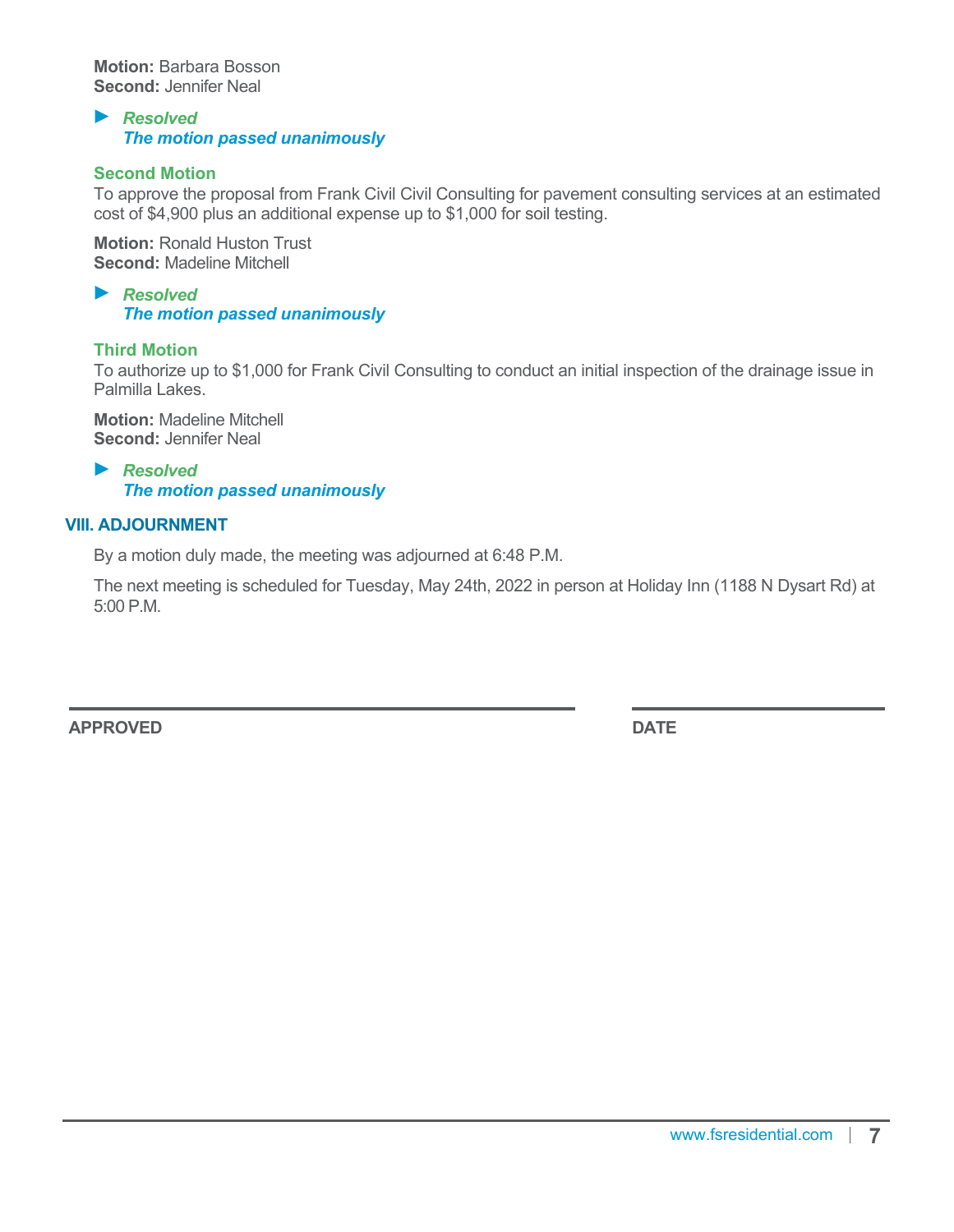**Motion:** Barbara Bosson
**Second:** Jennifer Neal

► ***Resolved***
***The motion passed unanimously***

**Second Motion**
To approve the proposal from Frank Civil Civil Consulting for pavement consulting services at an estimated cost of $4,900 plus an additional expense up to $1,000 for soil testing.

**Motion:** Ronald Huston Trust
**Second:** Madeline Mitchell

► ***Resolved***
***The motion passed unanimously***

**Third Motion**
To authorize up to $1,000 for Frank Civil Consulting to conduct an initial inspection of the drainage issue in Palmilla Lakes.

**Motion:** Madeline Mitchell
**Second:** Jennifer Neal

► ***Resolved***
***The motion passed unanimously***

## VIII. ADJOURNMENT

By a motion duly made, the meeting was adjourned at 6:48 P.M.

The next meeting is scheduled for Tuesday, May 24th, 2022 in person at Holiday Inn (1188 N Dysart Rd) at 5:00 P.M.

**APPROVED** **DATE**

www.fsresidential.com